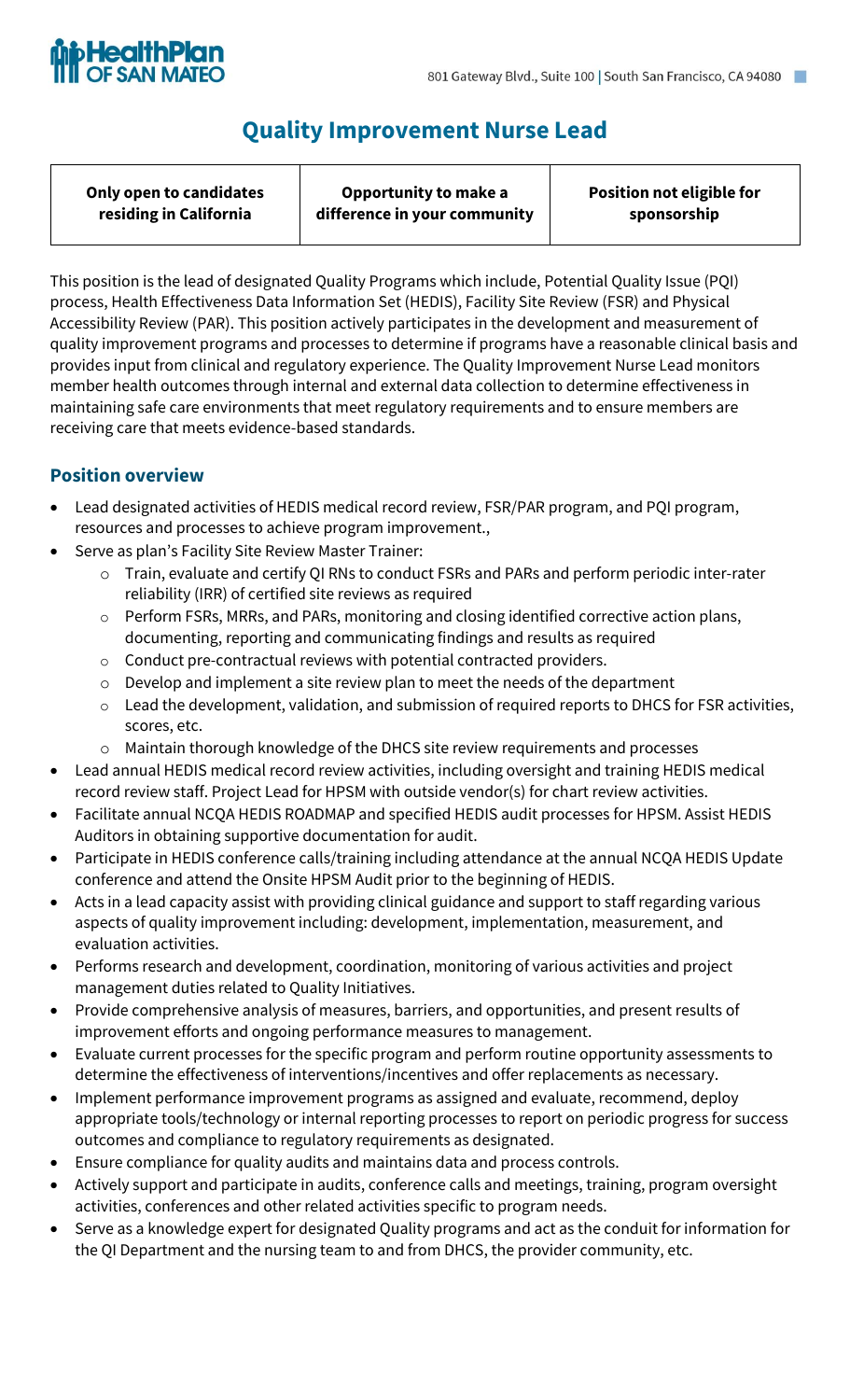HealthPlan OF SAN MATEO

801 Gateway Blvd., Suite 100 | South San Francisco, CA 94080

# Quality Improvement Nurse Lead

| **Only open to candidates residing in California** | **Opportunity to make a difference in your community** | **Position not eligible for sponsorship** |
|---|---|---|

This position is the lead of designated Quality Programs which include, Potential Quality Issue (PQI) process, Health Effectiveness Data Information Set (HEDIS), Facility Site Review (FSR) and Physical Accessibility Review (PAR). This position actively participates in the development and measurement of quality improvement programs and processes to determine if programs have a reasonable clinical basis and provides input from clinical and regulatory experience. The Quality Improvement Nurse Lead monitors member health outcomes through internal and external data collection to determine effectiveness in maintaining safe care environments that meet regulatory requirements and to ensure members are receiving care that meets evidence-based standards.

## Position overview

- Lead designated activities of HEDIS medical record review, FSR/PAR program, and PQI program, resources and processes to achieve program improvement.,
- Serve as plan's Facility Site Review Master Trainer:
  - Train, evaluate and certify QI RNs to conduct FSRs and PARs and perform periodic inter-rater reliability (IRR) of certified site reviews as required
  - Perform FSRs, MRRs, and PARs, monitoring and closing identified corrective action plans, documenting, reporting and communicating findings and results as required
  - Conduct pre-contractual reviews with potential contracted providers.
  - Develop and implement a site review plan to meet the needs of the department
  - Lead the development, validation, and submission of required reports to DHCS for FSR activities, scores, etc.
  - Maintain thorough knowledge of the DHCS site review requirements and processes
- Lead annual HEDIS medical record review activities, including oversight and training HEDIS medical record review staff. Project Lead for HPSM with outside vendor(s) for chart review activities.
- Facilitate annual NCQA HEDIS ROADMAP and specified HEDIS audit processes for HPSM. Assist HEDIS Auditors in obtaining supportive documentation for audit.
- Participate in HEDIS conference calls/training including attendance at the annual NCQA HEDIS Update conference and attend the Onsite HPSM Audit prior to the beginning of HEDIS.
- Acts in a lead capacity assist with providing clinical guidance and support to staff regarding various aspects of quality improvement including: development, implementation, measurement, and evaluation activities.
- Performs research and development, coordination, monitoring of various activities and project management duties related to Quality Initiatives.
- Provide comprehensive analysis of measures, barriers, and opportunities, and present results of improvement efforts and ongoing performance measures to management.
- Evaluate current processes for the specific program and perform routine opportunity assessments to determine the effectiveness of interventions/incentives and offer replacements as necessary.
- Implement performance improvement programs as assigned and evaluate, recommend, deploy appropriate tools/technology or internal reporting processes to report on periodic progress for success outcomes and compliance to regulatory requirements as designated.
- Ensure compliance for quality audits and maintains data and process controls.
- Actively support and participate in audits, conference calls and meetings, training, program oversight activities, conferences and other related activities specific to program needs.
- Serve as a knowledge expert for designated Quality programs and act as the conduit for information for the QI Department and the nursing team to and from DHCS, the provider community, etc.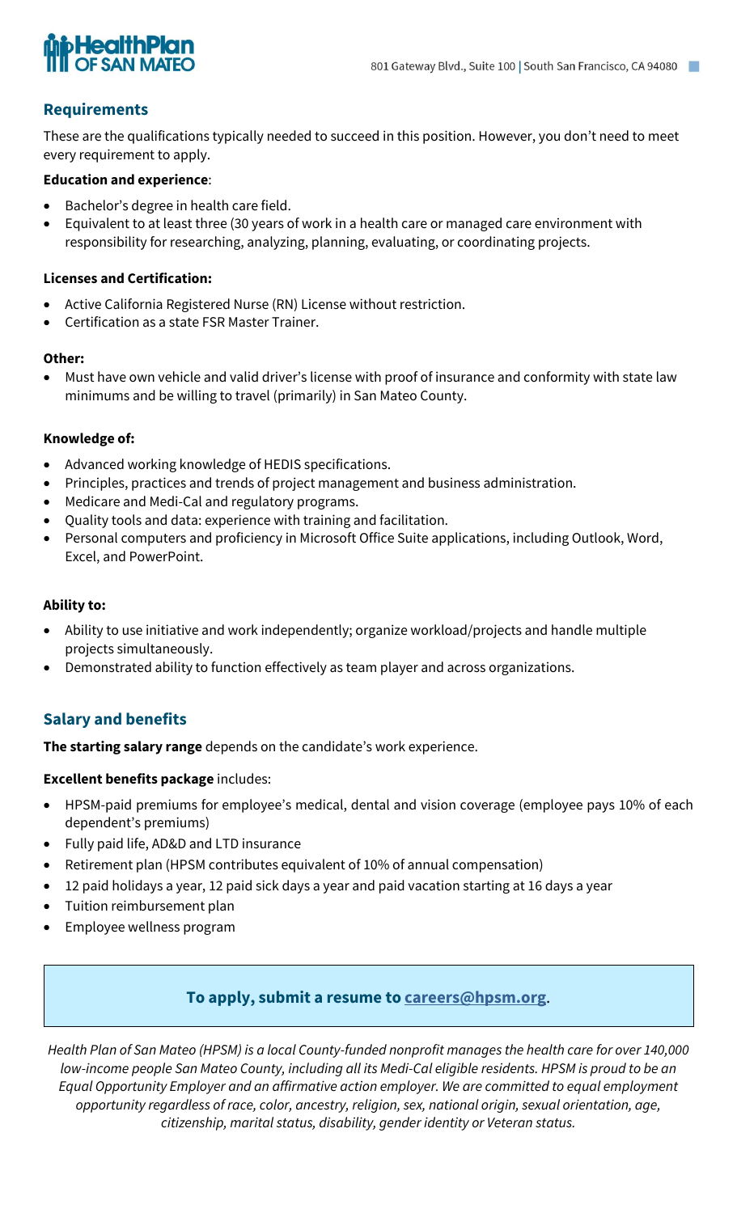## Requirements

These are the qualifications typically needed to succeed in this position. However, you don't need to meet every requirement to apply.

**Education and experience**:

- Bachelor's degree in health care field.
- Equivalent to at least three (30 years of work in a health care or managed care environment with responsibility for researching, analyzing, planning, evaluating, or coordinating projects.

**Licenses and Certification:**

- Active California Registered Nurse (RN) License without restriction.
- Certification as a state FSR Master Trainer.

**Other:**

- Must have own vehicle and valid driver's license with proof of insurance and conformity with state law minimums and be willing to travel (primarily) in San Mateo County.

**Knowledge of:**

- Advanced working knowledge of HEDIS specifications.
- Principles, practices and trends of project management and business administration.
- Medicare and Medi-Cal and regulatory programs.
- Quality tools and data: experience with training and facilitation.
- Personal computers and proficiency in Microsoft Office Suite applications, including Outlook, Word, Excel, and PowerPoint.

**Ability to:**

- Ability to use initiative and work independently; organize workload/projects and handle multiple projects simultaneously.
- Demonstrated ability to function effectively as team player and across organizations.

## Salary and benefits

**The starting salary range** depends on the candidate's work experience.

**Excellent benefits package** includes:

- HPSM-paid premiums for employee's medical, dental and vision coverage (employee pays 10% of each dependent's premiums)
- Fully paid life, AD&D and LTD insurance
- Retirement plan (HPSM contributes equivalent of 10% of annual compensation)
- 12 paid holidays a year, 12 paid sick days a year and paid vacation starting at 16 days a year
- Tuition reimbursement plan
- Employee wellness program

**To apply, submit a resume to careers@hpsm.org.**

*Health Plan of San Mateo (HPSM) is a local County-funded nonprofit manages the health care for over 140,000 low-income people San Mateo County, including all its Medi-Cal eligible residents. HPSM is proud to be an Equal Opportunity Employer and an affirmative action employer. We are committed to equal employment opportunity regardless of race, color, ancestry, religion, sex, national origin, sexual orientation, age, citizenship, marital status, disability, gender identity or Veteran status.*